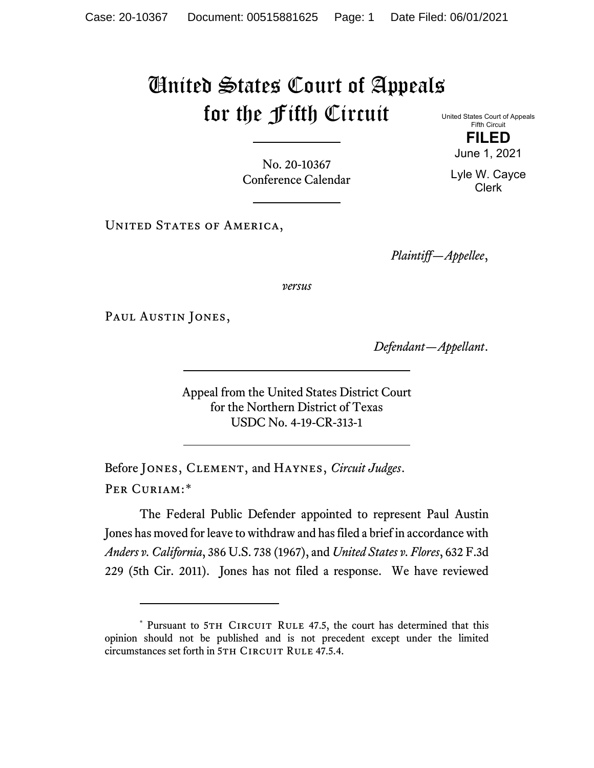# United States Court of Appeals for the Fifth Circuit

United States Court of Appeals
Fifth Circuit

**FILED**

June 1, 2021

Lyle W. Cayce
Clerk

No. 20-10367
Conference Calendar

United States of America,

*Plaintiff—Appellee*,

*versus*

Paul Austin Jones,

*Defendant—Appellant*.

Appeal from the United States District Court
for the Northern District of Texas
USDC No. 4-19-CR-313-1

Before Jones, Clement, and Haynes, *Circuit Judges*.

Per Curiam:*

The Federal Public Defender appointed to represent Paul Austin Jones has moved for leave to withdraw and has filed a brief in accordance with *Anders v. California*, 386 U.S. 738 (1967), and *United States v. Flores*, 632 F.3d 229 (5th Cir. 2011). Jones has not filed a response. We have reviewed

---

* Pursuant to 5th Circuit Rule 47.5, the court has determined that this opinion should not be published and is not precedent except under the limited circumstances set forth in 5th Circuit Rule 47.5.4.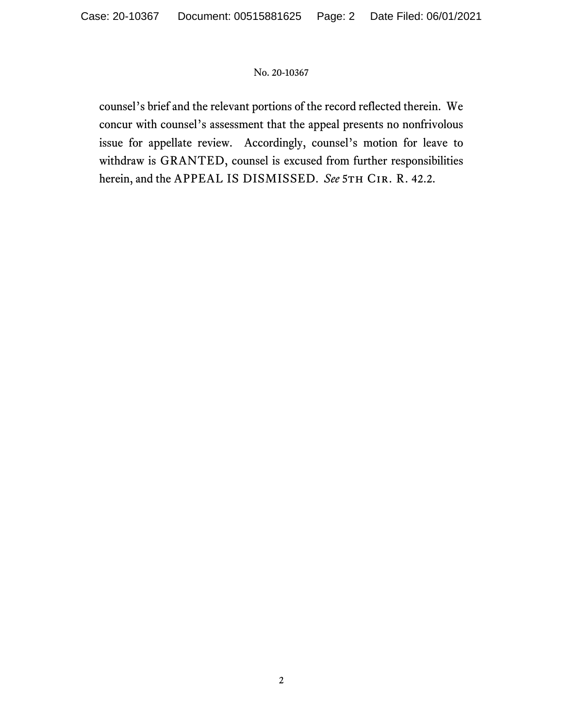counsel's brief and the relevant portions of the record reflected therein. We concur with counsel's assessment that the appeal presents no nonfrivolous issue for appellate review. Accordingly, counsel's motion for leave to withdraw is GRANTED, counsel is excused from further responsibilities herein, and the APPEAL IS DISMISSED. *See* 5TH CIR. R. 42.2.